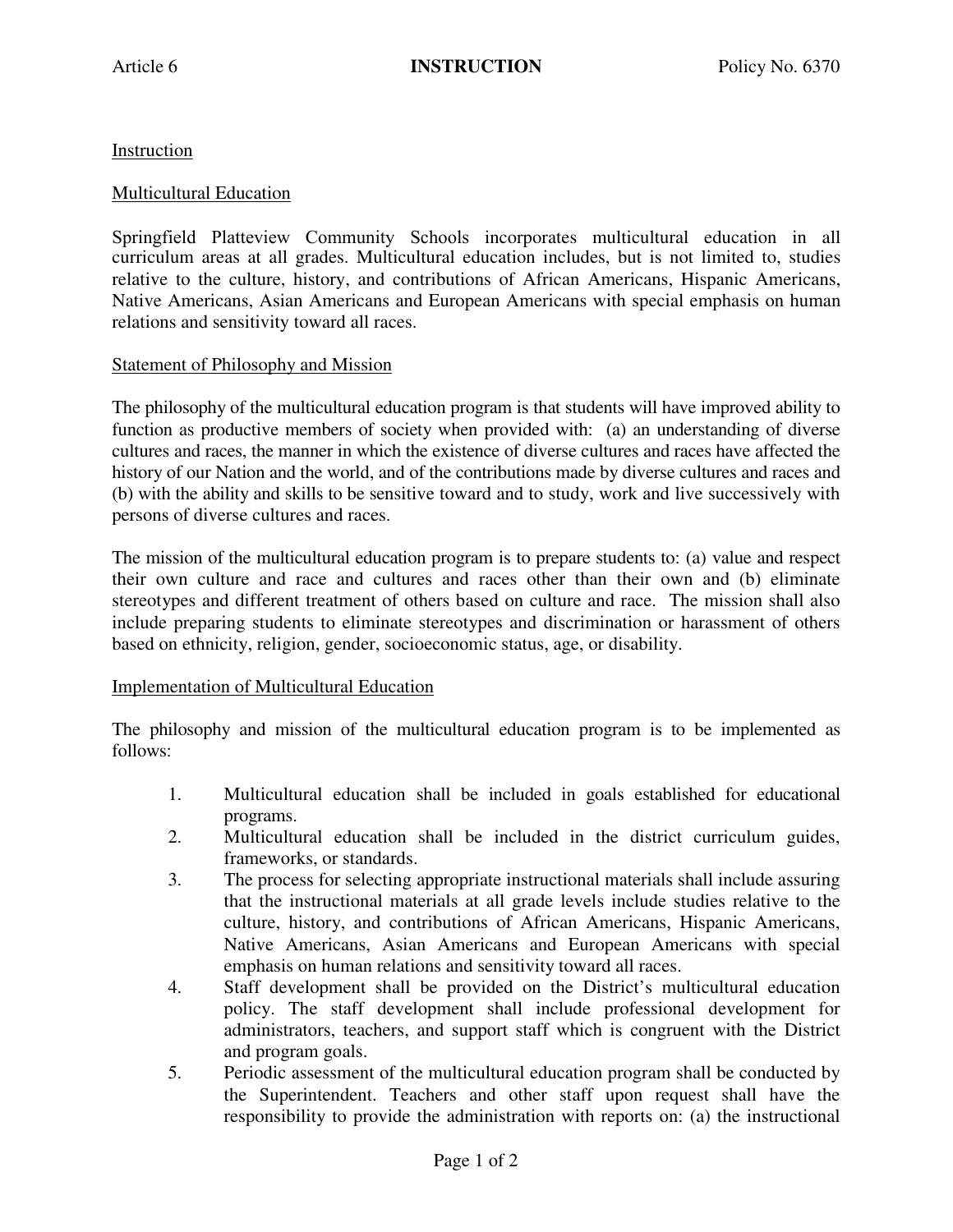Instruction

## Multicultural Education

Springfield Platteview Community Schools incorporates multicultural education in all curriculum areas at all grades. Multicultural education includes, but is not limited to, studies relative to the culture, history, and contributions of African Americans, Hispanic Americans, Native Americans, Asian Americans and European Americans with special emphasis on human relations and sensitivity toward all races.

### Statement of Philosophy and Mission

The philosophy of the multicultural education program is that students will have improved ability to function as productive members of society when provided with: (a) an understanding of diverse cultures and races, the manner in which the existence of diverse cultures and races have affected the history of our Nation and the world, and of the contributions made by diverse cultures and races and (b) with the ability and skills to be sensitive toward and to study, work and live successively with persons of diverse cultures and races.

The mission of the multicultural education program is to prepare students to: (a) value and respect their own culture and race and cultures and races other than their own and (b) eliminate stereotypes and different treatment of others based on culture and race. The mission shall also include preparing students to eliminate stereotypes and discrimination or harassment of others based on ethnicity, religion, gender, socioeconomic status, age, or disability.

### Implementation of Multicultural Education

The philosophy and mission of the multicultural education program is to be implemented as follows:

1. Multicultural education shall be included in goals established for educational programs.
2. Multicultural education shall be included in the district curriculum guides, frameworks, or standards.
3. The process for selecting appropriate instructional materials shall include assuring that the instructional materials at all grade levels include studies relative to the culture, history, and contributions of African Americans, Hispanic Americans, Native Americans, Asian Americans and European Americans with special emphasis on human relations and sensitivity toward all races.
4. Staff development shall be provided on the District's multicultural education policy. The staff development shall include professional development for administrators, teachers, and support staff which is congruent with the District and program goals.
5. Periodic assessment of the multicultural education program shall be conducted by the Superintendent. Teachers and other staff upon request shall have the responsibility to provide the administration with reports on: (a) the instructional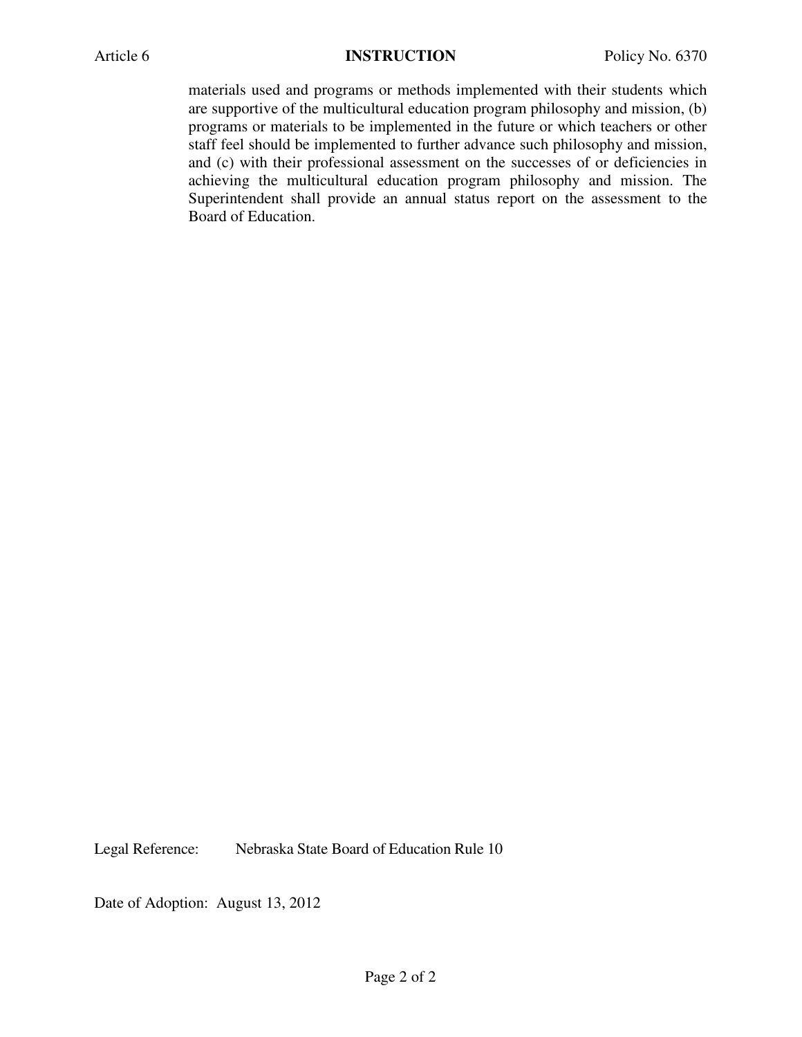materials used and programs or methods implemented with their students which are supportive of the multicultural education program philosophy and mission, (b) programs or materials to be implemented in the future or which teachers or other staff feel should be implemented to further advance such philosophy and mission, and (c) with their professional assessment on the successes of or deficiencies in achieving the multicultural education program philosophy and mission. The Superintendent shall provide an annual status report on the assessment to the Board of Education.

Legal Reference: Nebraska State Board of Education Rule 10

Date of Adoption: August 13, 2012